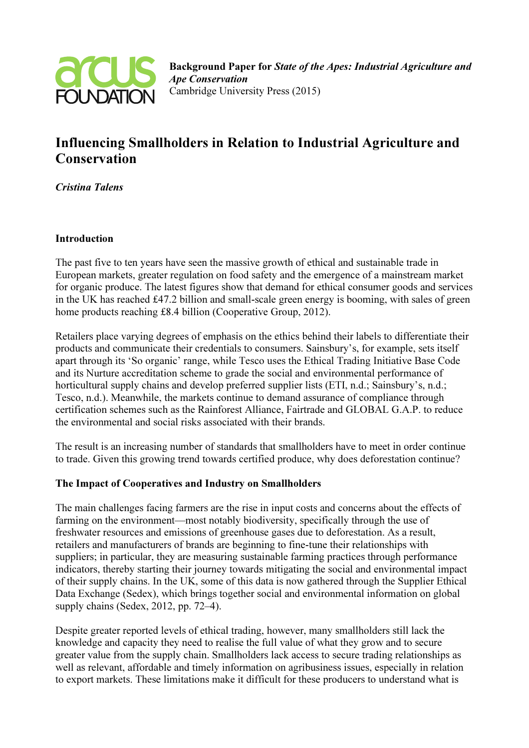**Background Paper for** ***State of the Apes: Industrial Agriculture and Ape Conservation***
Cambridge University Press (2015)

# Influencing Smallholders in Relation to Industrial Agriculture and Conservation

***Cristina Talens***

## Introduction

The past five to ten years have seen the massive growth of ethical and sustainable trade in European markets, greater regulation on food safety and the emergence of a mainstream market for organic produce. The latest figures show that demand for ethical consumer goods and services in the UK has reached £47.2 billion and small-scale green energy is booming, with sales of green home products reaching £8.4 billion (Cooperative Group, 2012).

Retailers place varying degrees of emphasis on the ethics behind their labels to differentiate their products and communicate their credentials to consumers. Sainsbury's, for example, sets itself apart through its 'So organic' range, while Tesco uses the Ethical Trading Initiative Base Code and its Nurture accreditation scheme to grade the social and environmental performance of horticultural supply chains and develop preferred supplier lists (ETI, n.d.; Sainsbury's, n.d.; Tesco, n.d.). Meanwhile, the markets continue to demand assurance of compliance through certification schemes such as the Rainforest Alliance, Fairtrade and GLOBAL G.A.P. to reduce the environmental and social risks associated with their brands.

The result is an increasing number of standards that smallholders have to meet in order continue to trade. Given this growing trend towards certified produce, why does deforestation continue?

## The Impact of Cooperatives and Industry on Smallholders

The main challenges facing farmers are the rise in input costs and concerns about the effects of farming on the environment—most notably biodiversity, specifically through the use of freshwater resources and emissions of greenhouse gases due to deforestation. As a result, retailers and manufacturers of brands are beginning to fine-tune their relationships with suppliers; in particular, they are measuring sustainable farming practices through performance indicators, thereby starting their journey towards mitigating the social and environmental impact of their supply chains. In the UK, some of this data is now gathered through the Supplier Ethical Data Exchange (Sedex), which brings together social and environmental information on global supply chains (Sedex, 2012, pp. 72–4).

Despite greater reported levels of ethical trading, however, many smallholders still lack the knowledge and capacity they need to realise the full value of what they grow and to secure greater value from the supply chain. Smallholders lack access to secure trading relationships as well as relevant, affordable and timely information on agribusiness issues, especially in relation to export markets. These limitations make it difficult for these producers to understand what is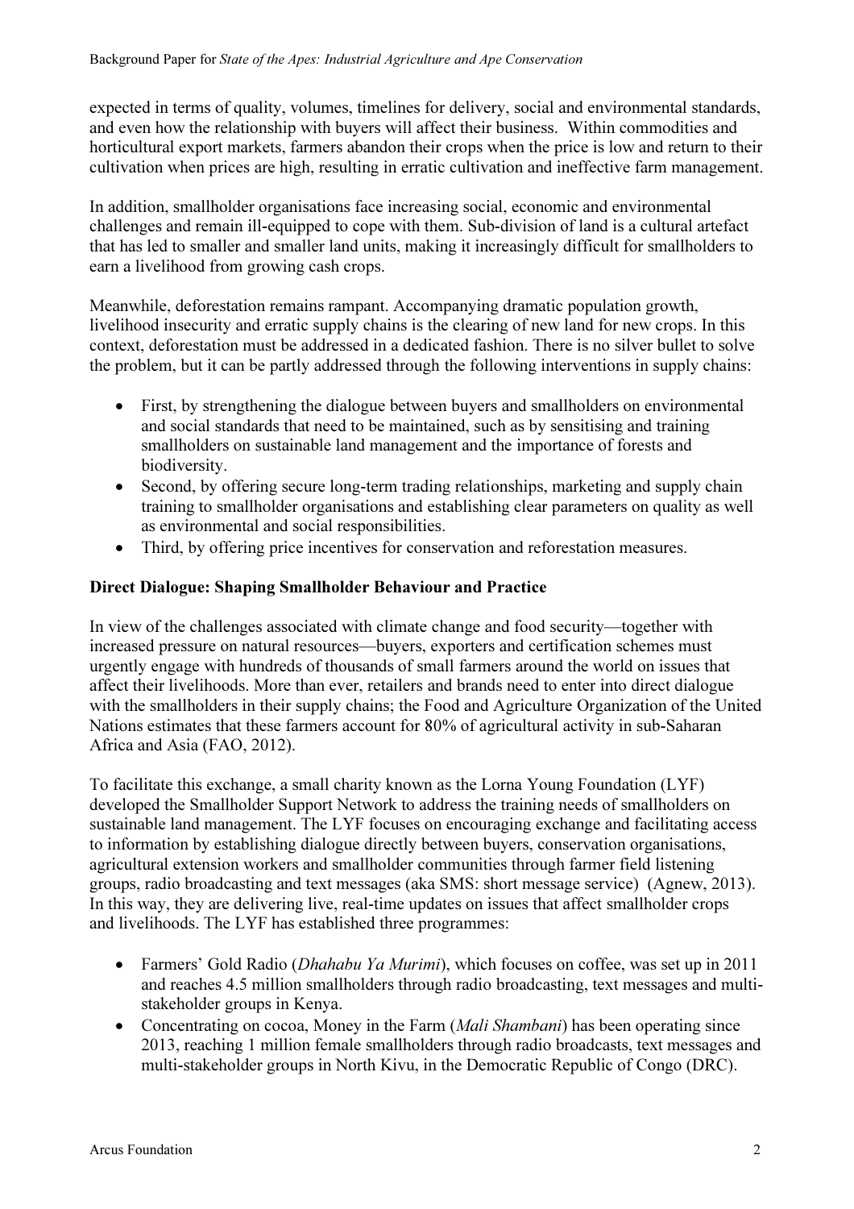expected in terms of quality, volumes, timelines for delivery, social and environmental standards, and even how the relationship with buyers will affect their business. Within commodities and horticultural export markets, farmers abandon their crops when the price is low and return to their cultivation when prices are high, resulting in erratic cultivation and ineffective farm management.

In addition, smallholder organisations face increasing social, economic and environmental challenges and remain ill-equipped to cope with them. Sub-division of land is a cultural artefact that has led to smaller and smaller land units, making it increasingly difficult for smallholders to earn a livelihood from growing cash crops.

Meanwhile, deforestation remains rampant. Accompanying dramatic population growth, livelihood insecurity and erratic supply chains is the clearing of new land for new crops. In this context, deforestation must be addressed in a dedicated fashion. There is no silver bullet to solve the problem, but it can be partly addressed through the following interventions in supply chains:

- First, by strengthening the dialogue between buyers and smallholders on environmental and social standards that need to be maintained, such as by sensitising and training smallholders on sustainable land management and the importance of forests and biodiversity.
- Second, by offering secure long-term trading relationships, marketing and supply chain training to smallholder organisations and establishing clear parameters on quality as well as environmental and social responsibilities.
- Third, by offering price incentives for conservation and reforestation measures.

**Direct Dialogue: Shaping Smallholder Behaviour and Practice**

In view of the challenges associated with climate change and food security—together with increased pressure on natural resources—buyers, exporters and certification schemes must urgently engage with hundreds of thousands of small farmers around the world on issues that affect their livelihoods. More than ever, retailers and brands need to enter into direct dialogue with the smallholders in their supply chains; the Food and Agriculture Organization of the United Nations estimates that these farmers account for 80% of agricultural activity in sub-Saharan Africa and Asia (FAO, 2012).

To facilitate this exchange, a small charity known as the Lorna Young Foundation (LYF) developed the Smallholder Support Network to address the training needs of smallholders on sustainable land management. The LYF focuses on encouraging exchange and facilitating access to information by establishing dialogue directly between buyers, conservation organisations, agricultural extension workers and smallholder communities through farmer field listening groups, radio broadcasting and text messages (aka SMS: short message service) (Agnew, 2013). In this way, they are delivering live, real-time updates on issues that affect smallholder crops and livelihoods. The LYF has established three programmes:

- Farmers' Gold Radio (*Dhahabu Ya Murimi*), which focuses on coffee, was set up in 2011 and reaches 4.5 million smallholders through radio broadcasting, text messages and multi-stakeholder groups in Kenya.
- Concentrating on cocoa, Money in the Farm (*Mali Shambani*) has been operating since 2013, reaching 1 million female smallholders through radio broadcasts, text messages and multi-stakeholder groups in North Kivu, in the Democratic Republic of Congo (DRC).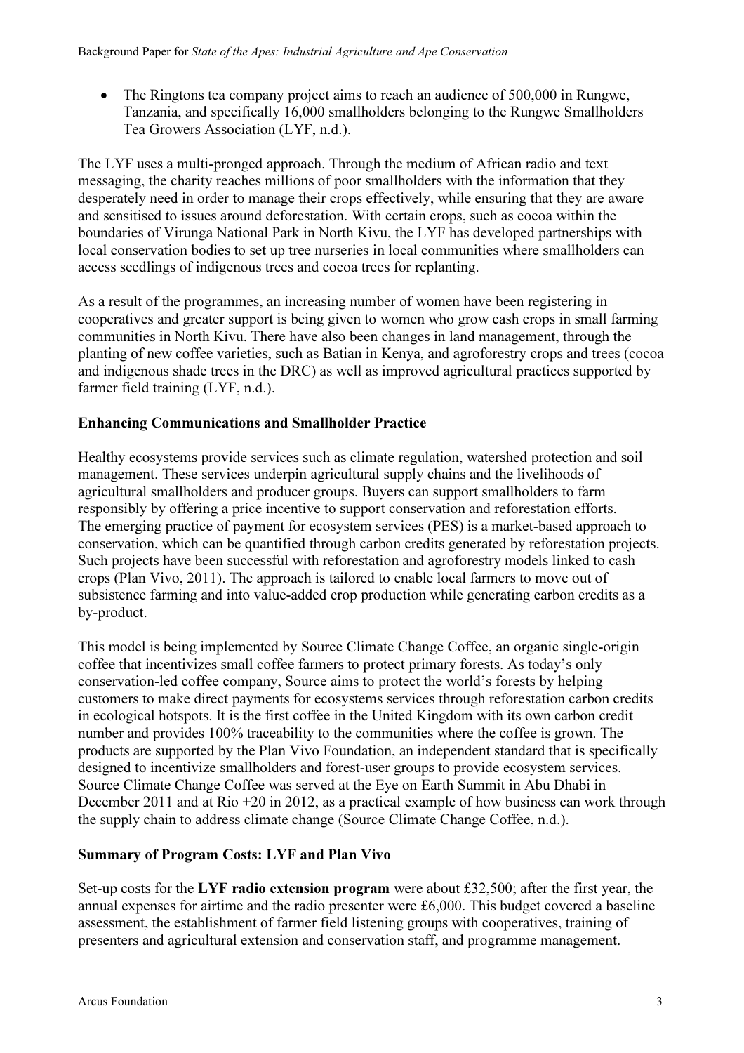- The Ringtons tea company project aims to reach an audience of 500,000 in Rungwe, Tanzania, and specifically 16,000 smallholders belonging to the Rungwe Smallholders Tea Growers Association (LYF, n.d.).

The LYF uses a multi-pronged approach. Through the medium of African radio and text messaging, the charity reaches millions of poor smallholders with the information that they desperately need in order to manage their crops effectively, while ensuring that they are aware and sensitised to issues around deforestation. With certain crops, such as cocoa within the boundaries of Virunga National Park in North Kivu, the LYF has developed partnerships with local conservation bodies to set up tree nurseries in local communities where smallholders can access seedlings of indigenous trees and cocoa trees for replanting.

As a result of the programmes, an increasing number of women have been registering in cooperatives and greater support is being given to women who grow cash crops in small farming communities in North Kivu. There have also been changes in land management, through the planting of new coffee varieties, such as Batian in Kenya, and agroforestry crops and trees (cocoa and indigenous shade trees in the DRC) as well as improved agricultural practices supported by farmer field training (LYF, n.d.).

### Enhancing Communications and Smallholder Practice

Healthy ecosystems provide services such as climate regulation, watershed protection and soil management. These services underpin agricultural supply chains and the livelihoods of agricultural smallholders and producer groups. Buyers can support smallholders to farm responsibly by offering a price incentive to support conservation and reforestation efforts. The emerging practice of payment for ecosystem services (PES) is a market-based approach to conservation, which can be quantified through carbon credits generated by reforestation projects. Such projects have been successful with reforestation and agroforestry models linked to cash crops (Plan Vivo, 2011). The approach is tailored to enable local farmers to move out of subsistence farming and into value-added crop production while generating carbon credits as a by-product.

This model is being implemented by Source Climate Change Coffee, an organic single-origin coffee that incentivizes small coffee farmers to protect primary forests. As today's only conservation-led coffee company, Source aims to protect the world's forests by helping customers to make direct payments for ecosystems services through reforestation carbon credits in ecological hotspots. It is the first coffee in the United Kingdom with its own carbon credit number and provides 100% traceability to the communities where the coffee is grown. The products are supported by the Plan Vivo Foundation, an independent standard that is specifically designed to incentivize smallholders and forest-user groups to provide ecosystem services. Source Climate Change Coffee was served at the Eye on Earth Summit in Abu Dhabi in December 2011 and at Rio +20 in 2012, as a practical example of how business can work through the supply chain to address climate change (Source Climate Change Coffee, n.d.).

### Summary of Program Costs: LYF and Plan Vivo

Set-up costs for the **LYF radio extension program** were about £32,500; after the first year, the annual expenses for airtime and the radio presenter were £6,000. This budget covered a baseline assessment, the establishment of farmer field listening groups with cooperatives, training of presenters and agricultural extension and conservation staff, and programme management.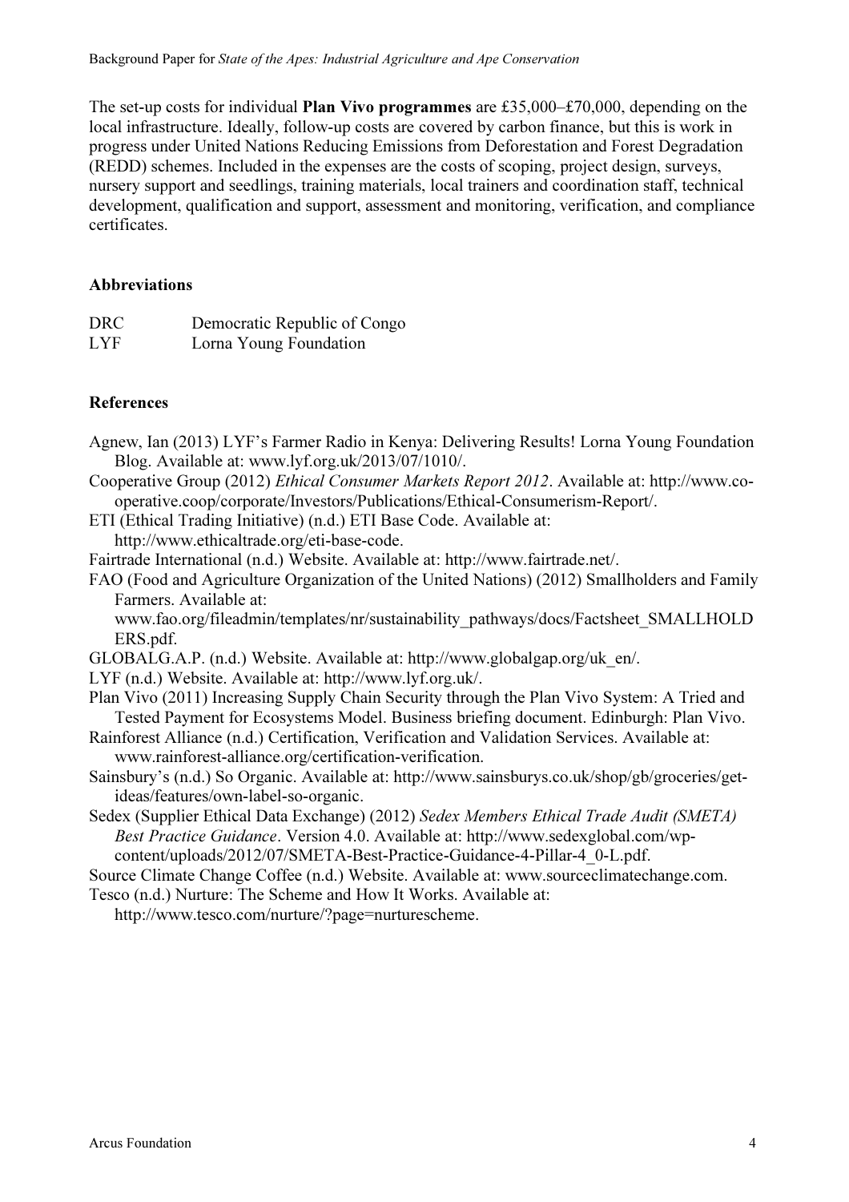The set-up costs for individual **Plan Vivo programmes** are £35,000–£70,000, depending on the local infrastructure. Ideally, follow-up costs are covered by carbon finance, but this is work in progress under United Nations Reducing Emissions from Deforestation and Forest Degradation (REDD) schemes. Included in the expenses are the costs of scoping, project design, surveys, nursery support and seedlings, training materials, local trainers and coordination staff, technical development, qualification and support, assessment and monitoring, verification, and compliance certificates.

### Abbreviations

| | |
|---|---|
| DRC | Democratic Republic of Congo |
| LYF | Lorna Young Foundation |

### References

Agnew, Ian (2013) LYF's Farmer Radio in Kenya: Delivering Results! Lorna Young Foundation Blog. Available at: www.lyf.org.uk/2013/07/1010/.

Cooperative Group (2012) *Ethical Consumer Markets Report 2012*. Available at: http://www.co-operative.coop/corporate/Investors/Publications/Ethical-Consumerism-Report/.

ETI (Ethical Trading Initiative) (n.d.) ETI Base Code. Available at: http://www.ethicaltrade.org/eti-base-code.

Fairtrade International (n.d.) Website. Available at: http://www.fairtrade.net/.

FAO (Food and Agriculture Organization of the United Nations) (2012) Smallholders and Family Farmers. Available at: www.fao.org/fileadmin/templates/nr/sustainability_pathways/docs/Factsheet_SMALLHOLDERS.pdf.

GLOBALG.A.P. (n.d.) Website. Available at: http://www.globalgap.org/uk_en/.

LYF (n.d.) Website. Available at: http://www.lyf.org.uk/.

Plan Vivo (2011) Increasing Supply Chain Security through the Plan Vivo System: A Tried and Tested Payment for Ecosystems Model. Business briefing document. Edinburgh: Plan Vivo.

Rainforest Alliance (n.d.) Certification, Verification and Validation Services. Available at: www.rainforest-alliance.org/certification-verification.

Sainsbury's (n.d.) So Organic. Available at: http://www.sainsburys.co.uk/shop/gb/groceries/get-ideas/features/own-label-so-organic.

Sedex (Supplier Ethical Data Exchange) (2012) *Sedex Members Ethical Trade Audit (SMETA) Best Practice Guidance*. Version 4.0. Available at: http://www.sedexglobal.com/wp-content/uploads/2012/07/SMETA-Best-Practice-Guidance-4-Pillar-4_0-L.pdf.

Source Climate Change Coffee (n.d.) Website. Available at: www.sourceclimatechange.com.

Tesco (n.d.) Nurture: The Scheme and How It Works. Available at: http://www.tesco.com/nurture/?page=nurturescheme.